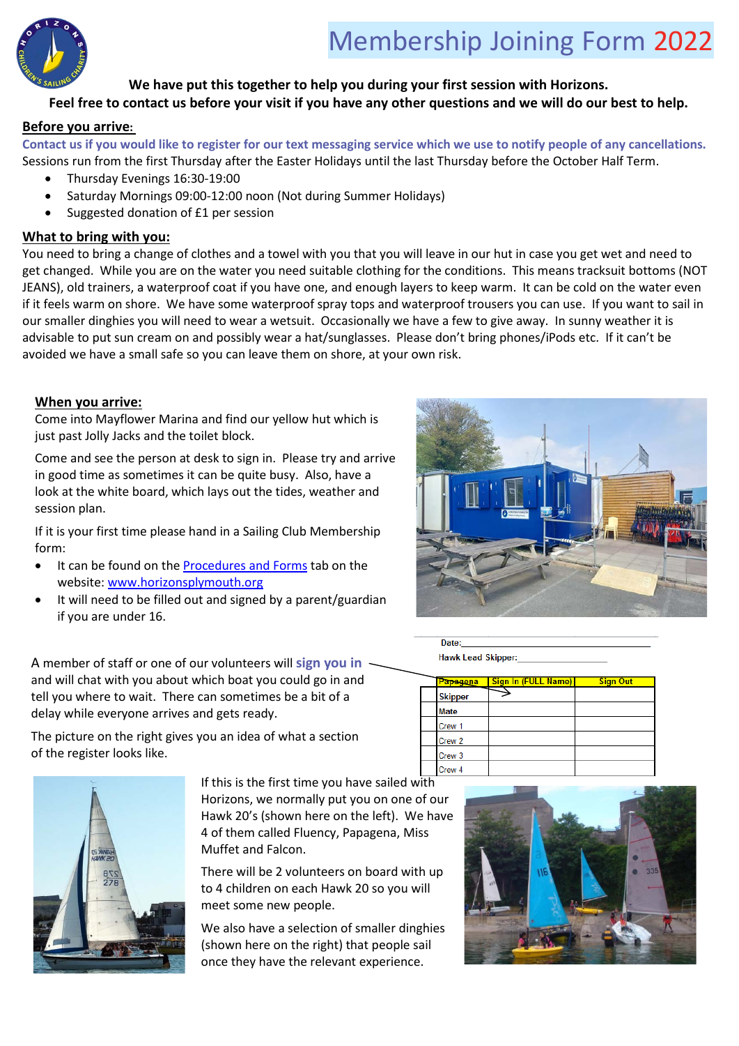# Membership Joining Form 2022

**We have put this together to help you during your first session with Horizons.**
**Feel free to contact us before your visit if you have any other questions and we will do our best to help.**

## Before you arrive:

**Contact us if you would like to register for our text messaging service which we use to notify people of any cancellations.**

Sessions run from the first Thursday after the Easter Holidays until the last Thursday before the October Half Term.

- Thursday Evenings 16:30-19:00
- Saturday Mornings 09:00-12:00 noon (Not during Summer Holidays)
- Suggested donation of £1 per session

## What to bring with you:

You need to bring a change of clothes and a towel with you that you will leave in our hut in case you get wet and need to get changed. While you are on the water you need suitable clothing for the conditions. This means tracksuit bottoms (NOT JEANS), old trainers, a waterproof coat if you have one, and enough layers to keep warm. It can be cold on the water even if it feels warm on shore. We have some waterproof spray tops and waterproof trousers you can use. If you want to sail in our smaller dinghies you will need to wear a wetsuit. Occasionally we have a few to give away. In sunny weather it is advisable to put sun cream on and possibly wear a hat/sunglasses. Please don't bring phones/iPods etc. If it can't be avoided we have a small safe so you can leave them on shore, at your own risk.

## When you arrive:

Come into Mayflower Marina and find our yellow hut which is just past Jolly Jacks and the toilet block.

Come and see the person at desk to sign in. Please try and arrive in good time as sometimes it can be quite busy. Also, have a look at the white board, which lays out the tides, weather and session plan.

If it is your first time please hand in a Sailing Club Membership form:

- It can be found on the [Procedures and Forms](#) tab on the website: [www.horizonsplymouth.org](http://www.horizonsplymouth.org)
- It will need to be filled out and signed by a parent/guardian if you are under 16.

A member of staff or one of our volunteers will **sign you in** and will chat with you about which boat you could go in and tell you where to wait. There can sometimes be a bit of a delay while everyone arrives and gets ready.

The picture on the right gives you an idea of what a section of the register looks like.

Date:___________________

Hawk Lead Skipper:___________________

| Papagena | Sign In (FULL Name) | Sign Out |
|---|---|---|
| Skipper | | |
| Mate | | |
| Crew 1 | | |
| Crew 2 | | |
| Crew 3 | | |
| Crew 4 | | |

If this is the first time you have sailed with Horizons, we normally put you on one of our Hawk 20's (shown here on the left). We have 4 of them called Fluency, Papagena, Miss Muffet and Falcon.

There will be 2 volunteers on board with up to 4 children on each Hawk 20 so you will meet some new people.

We also have a selection of smaller dinghies (shown here on the right) that people sail once they have the relevant experience.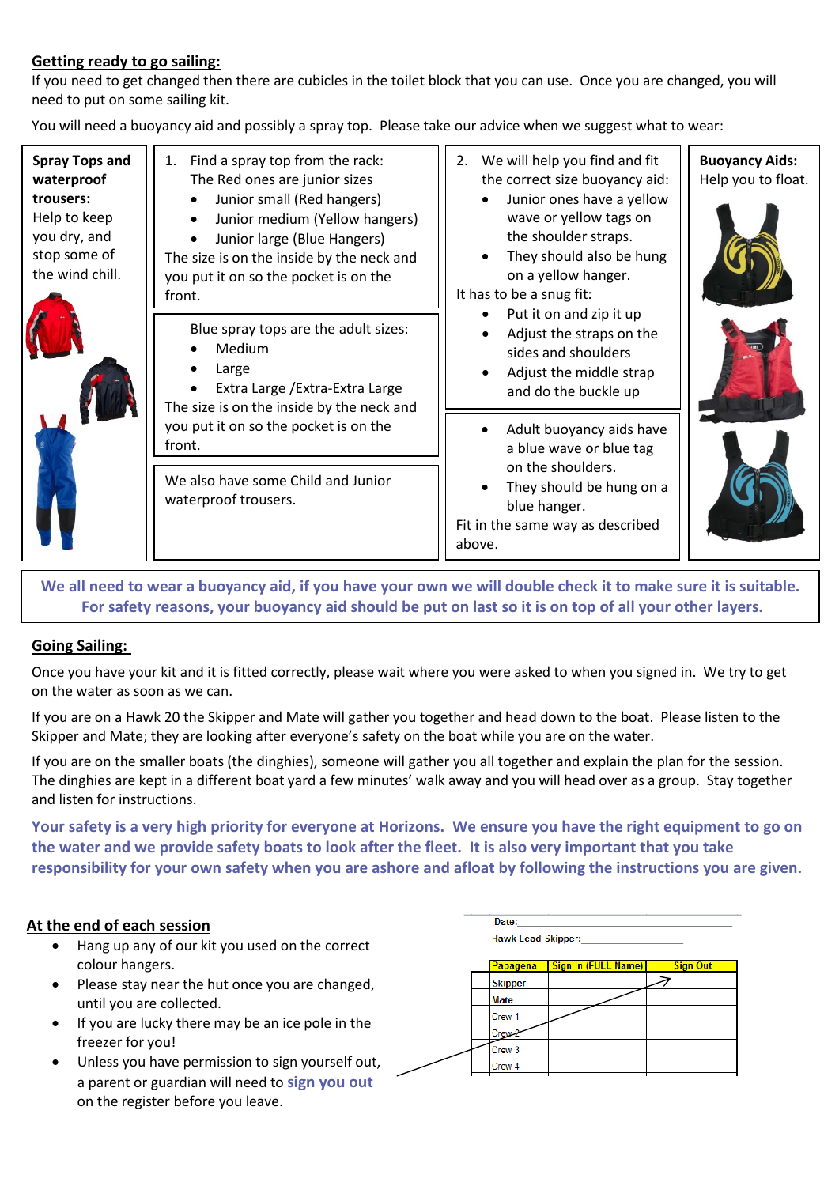## Getting ready to go sailing:

If you need to get changed then there are cubicles in the toilet block that you can use. Once you are changed, you will need to put on some sailing kit.

You will need a buoyancy aid and possibly a spray top. Please take our advice when we suggest what to wear:

**Spray Tops and waterproof trousers:**
Help to keep you dry, and stop some of the wind chill.

1. Find a spray top from the rack:
   The Red ones are junior sizes
   - Junior small (Red hangers)
   - Junior medium (Yellow hangers)
   - Junior large (Blue Hangers)

   The size is on the inside by the neck and you put it on so the pocket is on the front.

Blue spray tops are the adult sizes:
- Medium
- Large
- Extra Large /Extra-Extra Large

The size is on the inside by the neck and you put it on so the pocket is on the front.

We also have some Child and Junior waterproof trousers.

2. We will help you find and fit the correct size buoyancy aid:
   - Junior ones have a yellow wave or yellow tags on the shoulder straps.
   - They should also be hung on a yellow hanger.

It has to be a snug fit:
- Put it on and zip it up
- Adjust the straps on the sides and shoulders
- Adjust the middle strap and do the buckle up

- Adult buoyancy aids have a blue wave or blue tag on the shoulders.
- They should be hung on a blue hanger.

Fit in the same way as described above.

**Buoyancy Aids:**
Help you to float.

**We all need to wear a buoyancy aid, if you have your own we will double check it to make sure it is suitable. For safety reasons, your buoyancy aid should be put on last so it is on top of all your other layers.**

## Going Sailing:

Once you have your kit and it is fitted correctly, please wait where you were asked to when you signed in. We try to get on the water as soon as we can.

If you are on a Hawk 20 the Skipper and Mate will gather you together and head down to the boat. Please listen to the Skipper and Mate; they are looking after everyone's safety on the boat while you are on the water.

If you are on the smaller boats (the dinghies), someone will gather you all together and explain the plan for the session. The dinghies are kept in a different boat yard a few minutes' walk away and you will head over as a group. Stay together and listen for instructions.

**Your safety is a very high priority for everyone at Horizons. We ensure you have the right equipment to go on the water and we provide safety boats to look after the fleet. It is also very important that you take responsibility for your own safety when you are ashore and afloat by following the instructions you are given.**

## At the end of each session

- Hang up any of our kit you used on the correct colour hangers.
- Please stay near the hut once you are changed, until you are collected.
- If you are lucky there may be an ice pole in the freezer for you!
- Unless you have permission to sign yourself out, a parent or guardian will need to **sign you out** on the register before you leave.

Date:
Hawk Lead Skipper:

| Papagena | Sign In (FULL Name) | Sign Out |
|---|---|---|
| Skipper | | |
| Mate | | |
| Crew 1 | | |
| Crew 2 | | |
| Crew 3 | | |
| Crew 4 | | |